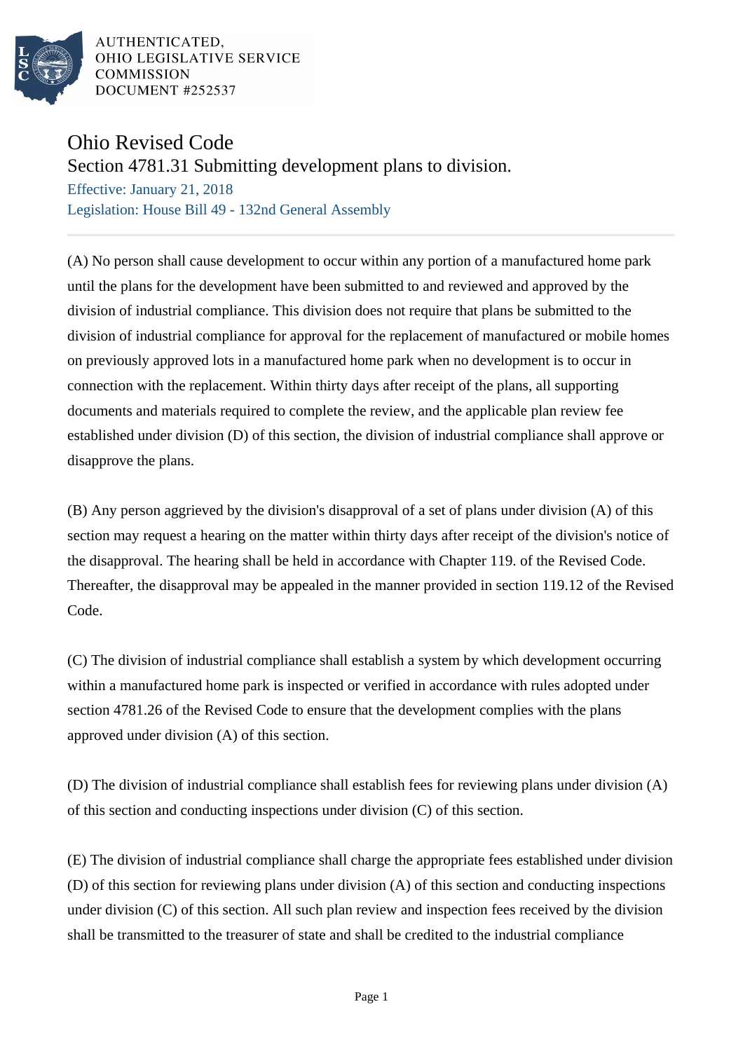AUTHENTICATED,
OHIO LEGISLATIVE SERVICE
COMMISSION
DOCUMENT #252537

# Ohio Revised Code

## Section 4781.31 Submitting development plans to division.

Effective: January 21, 2018

Legislation: House Bill 49 - 132nd General Assembly

(A) No person shall cause development to occur within any portion of a manufactured home park until the plans for the development have been submitted to and reviewed and approved by the division of industrial compliance. This division does not require that plans be submitted to the division of industrial compliance for approval for the replacement of manufactured or mobile homes on previously approved lots in a manufactured home park when no development is to occur in connection with the replacement. Within thirty days after receipt of the plans, all supporting documents and materials required to complete the review, and the applicable plan review fee established under division (D) of this section, the division of industrial compliance shall approve or disapprove the plans.

(B) Any person aggrieved by the division's disapproval of a set of plans under division (A) of this section may request a hearing on the matter within thirty days after receipt of the division's notice of the disapproval. The hearing shall be held in accordance with Chapter 119. of the Revised Code. Thereafter, the disapproval may be appealed in the manner provided in section 119.12 of the Revised Code.

(C) The division of industrial compliance shall establish a system by which development occurring within a manufactured home park is inspected or verified in accordance with rules adopted under section 4781.26 of the Revised Code to ensure that the development complies with the plans approved under division (A) of this section.

(D) The division of industrial compliance shall establish fees for reviewing plans under division (A) of this section and conducting inspections under division (C) of this section.

(E) The division of industrial compliance shall charge the appropriate fees established under division (D) of this section for reviewing plans under division (A) of this section and conducting inspections under division (C) of this section. All such plan review and inspection fees received by the division shall be transmitted to the treasurer of state and shall be credited to the industrial compliance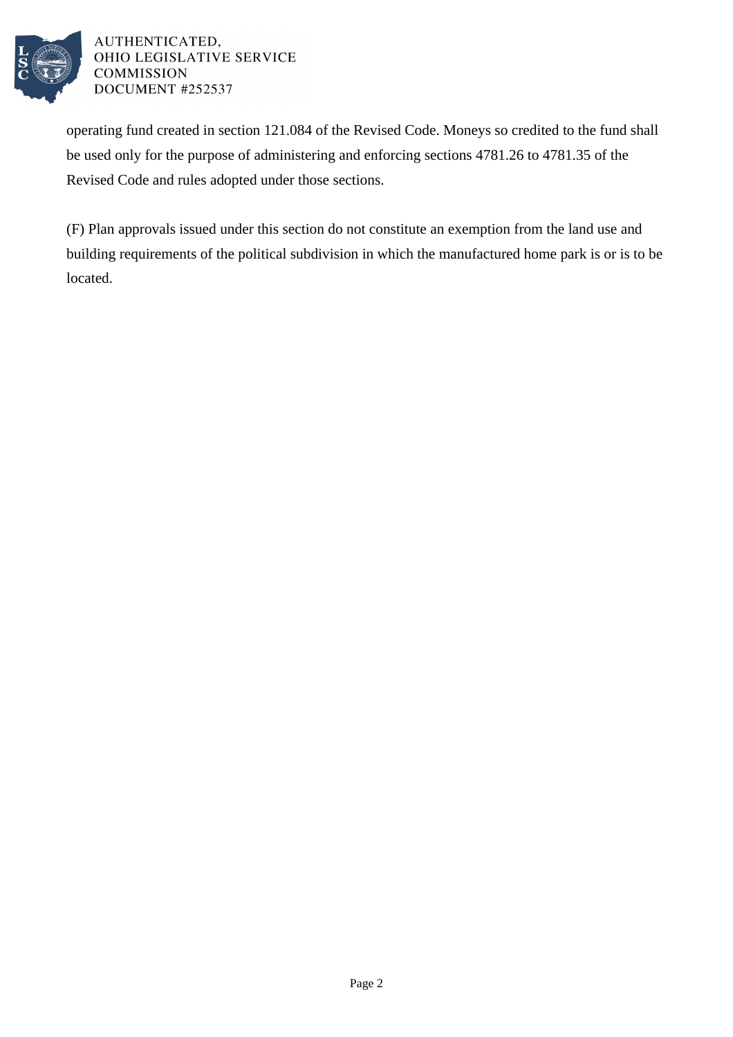operating fund created in section 121.084 of the Revised Code. Moneys so credited to the fund shall be used only for the purpose of administering and enforcing sections 4781.26 to 4781.35 of the Revised Code and rules adopted under those sections.

(F) Plan approvals issued under this section do not constitute an exemption from the land use and building requirements of the political subdivision in which the manufactured home park is or is to be located.